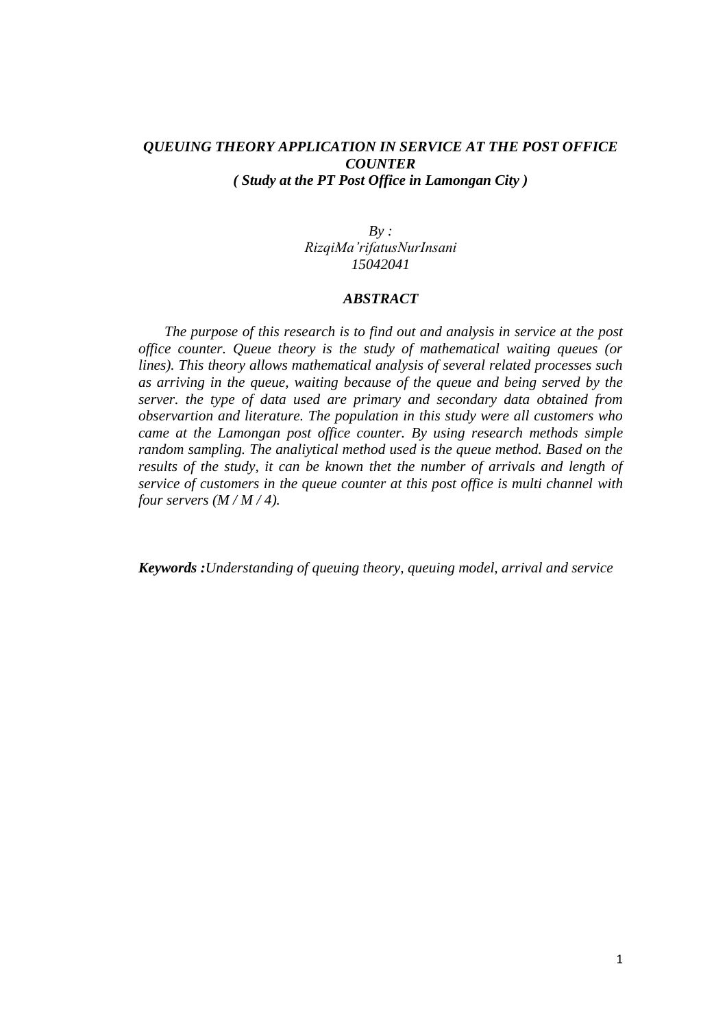***QUEUING THEORY APPLICATION IN SERVICE AT THE POST OFFICE COUNTER***
***( Study at the PT Post Office in Lamongan City )***

*By :*
*RizqiMa'rifatusNurInsani*
*15042041*

## ***ABSTRACT***

*The purpose of this research is to find out and analysis in service at the post office counter. Queue theory is the study of mathematical waiting queues (or lines). This theory allows mathematical analysis of several related processes such as arriving in the queue, waiting because of the queue and being served by the server. the type of data used are primary and secondary data obtained from observartion and literature. The population in this study were all customers who came at the Lamongan post office counter. By using research methods simple random sampling. The analiytical method used is the queue method. Based on the results of the study, it can be known thet the number of arrivals and length of service of customers in the queue counter at this post office is multi channel with four servers (M / M / 4).*

***Keywords :****Understanding of queuing theory, queuing model, arrival and service*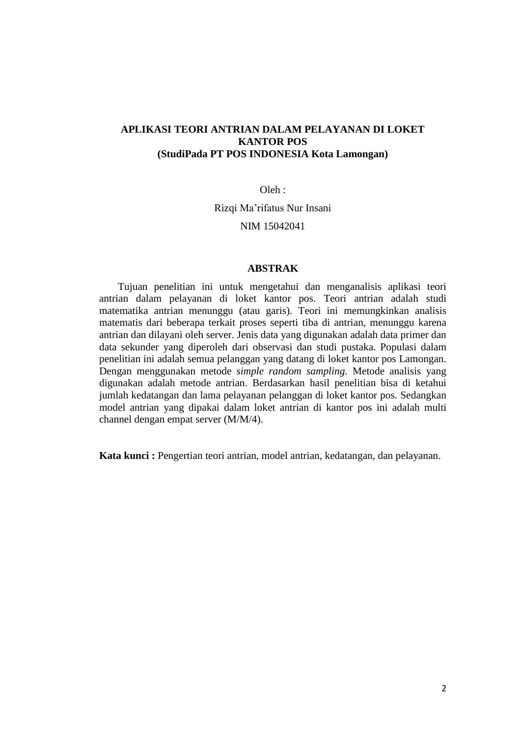# APLIKASI TEORI ANTRIAN DALAM PELAYANAN DI LOKET KANTOR POS
## (StudiPada PT POS INDONESIA Kota Lamongan)

Oleh :

Rizqi Ma'rifatus Nur Insani

NIM 15042041

## ABSTRAK

Tujuan penelitian ini untuk mengetahui dan menganalisis aplikasi teori antrian dalam pelayanan di loket kantor pos. Teori antrian adalah studi matematika antrian menunggu (atau garis). Teori ini memungkinkan analisis matematis dari beberapa terkait proses seperti tiba di antrian, menunggu karena antrian dan dilayani oleh server. Jenis data yang digunakan adalah data primer dan data sekunder yang diperoleh dari observasi dan studi pustaka. Populasi dalam penelitian ini adalah semua pelanggan yang datang di loket kantor pos Lamongan. Dengan menggunakan metode *simple random sampling.* Metode analisis yang digunakan adalah metode antrian. Berdasarkan hasil penelitian bisa di ketahui jumlah kedatangan dan lama pelayanan pelanggan di loket kantor pos. Sedangkan model antrian yang dipakai dalam loket antrian di kantor pos ini adalah multi channel dengan empat server (M/M/4).

**Kata kunci :** Pengertian teori antrian, model antrian, kedatangan, dan pelayanan.